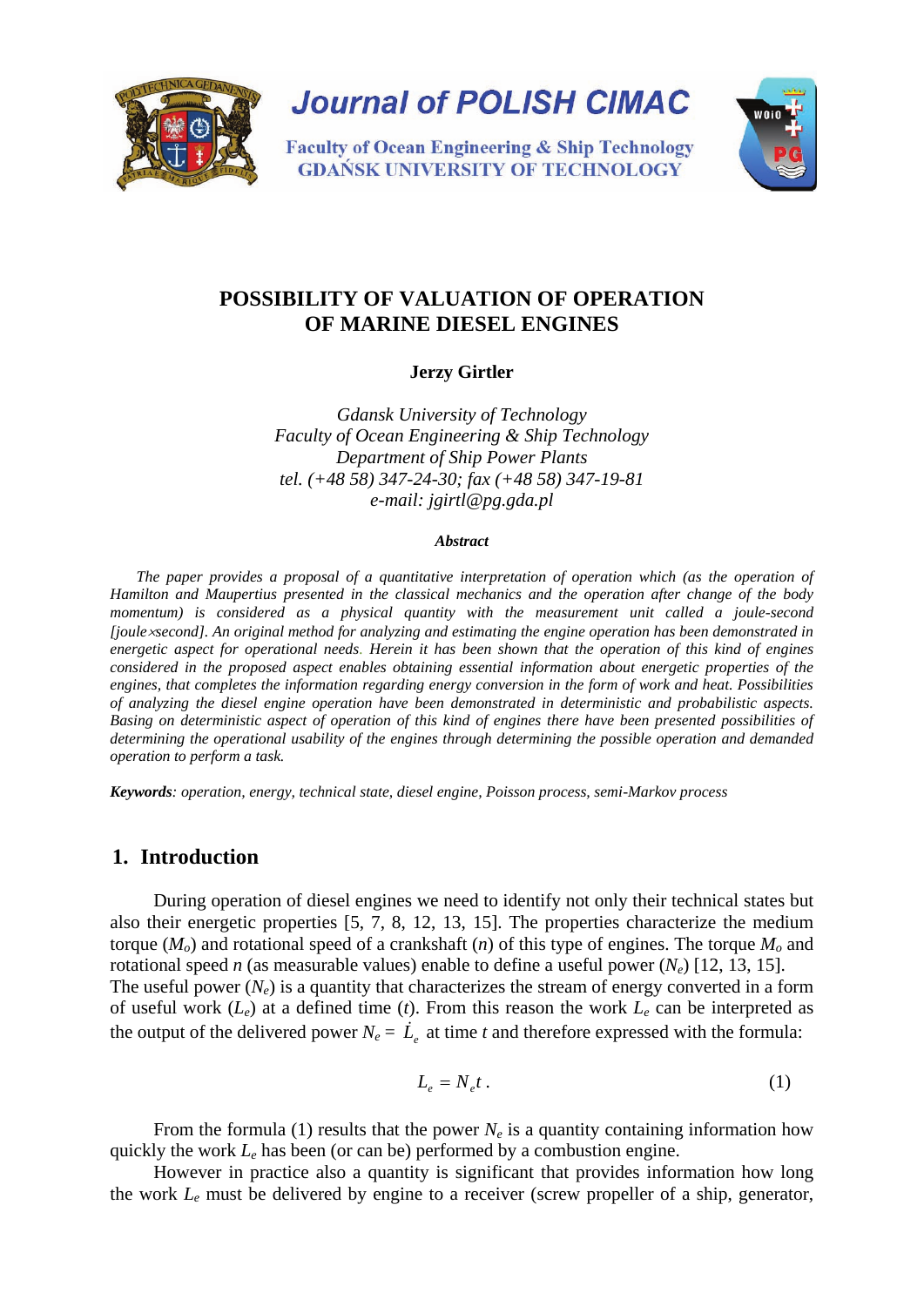Journal of POLISH CIMAC

Faculty of Ocean Engineering & Ship Technology
GDAŃSK UNIVERSITY OF TECHNOLOGY

# POSSIBILITY OF VALUATION OF OPERATION OF MARINE DIESEL ENGINES

**Jerzy Girtler**

*Gdansk University of Technology*
*Faculty of Ocean Engineering & Ship Technology*
*Department of Ship Power Plants*
*tel. (+48 58) 347-24-30; fax (+48 58) 347-19-81*
*e-mail: jgirtl@pg.gda.pl*

***Abstract***

*The paper provides a proposal of a quantitative interpretation of operation which (as the operation of Hamilton and Maupertius presented in the classical mechanics and the operation after change of the body momentum) is considered as a physical quantity with the measurement unit called a joule-second [joule×second]. An original method for analyzing and estimating the engine operation has been demonstrated in energetic aspect for operational needs. Herein it has been shown that the operation of this kind of engines considered in the proposed aspect enables obtaining essential information about energetic properties of the engines, that completes the information regarding energy conversion in the form of work and heat. Possibilities of analyzing the diesel engine operation have been demonstrated in deterministic and probabilistic aspects. Basing on deterministic aspect of operation of this kind of engines there have been presented possibilities of determining the operational usability of the engines through determining the possible operation and demanded operation to perform a task.*

***Keywords****: operation, energy, technical state, diesel engine, Poisson process, semi-Markov process*

## 1. Introduction

During operation of diesel engines we need to identify not only their technical states but also their energetic properties [5, 7, 8, 12, 13, 15]. The properties characterize the medium torque ($M_o$) and rotational speed of a crankshaft ($n$) of this type of engines. The torque $M_o$ and rotational speed $n$ (as measurable values) enable to define a useful power ($N_e$) [12, 13, 15].
The useful power ($N_e$) is a quantity that characterizes the stream of energy converted in a form of useful work ($L_e$) at a defined time ($t$). From this reason the work $L_e$ can be interpreted as the output of the delivered power $N_e = \dot{L}_e$ at time $t$ and therefore expressed with the formula:

$$L_e = N_e t \,. \tag{1}$$

From the formula (1) results that the power $N_e$ is a quantity containing information how quickly the work $L_e$ has been (or can be) performed by a combustion engine.

However in practice also a quantity is significant that provides information how long the work $L_e$ must be delivered by engine to a receiver (screw propeller of a ship, generator,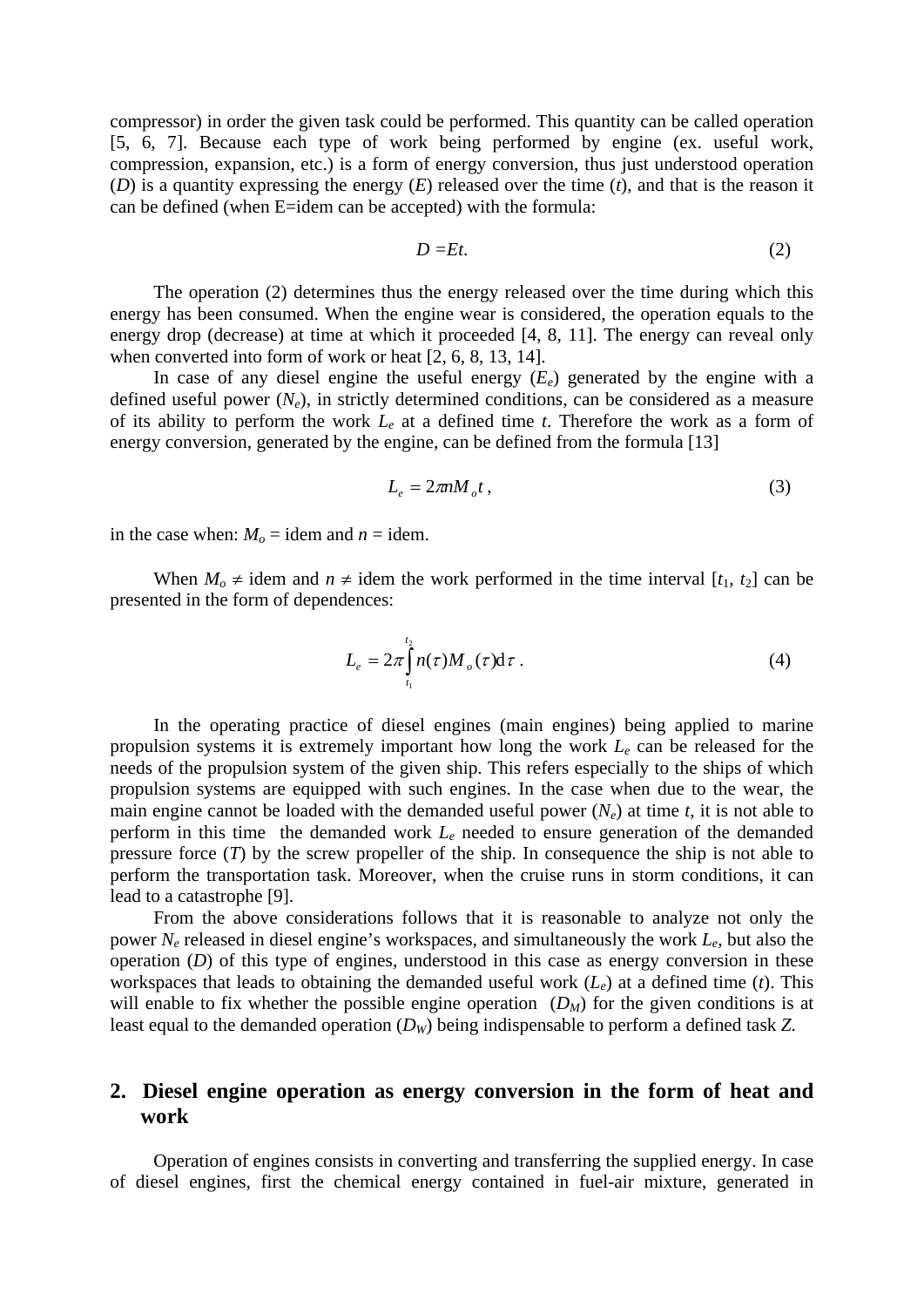compressor) in order the given task could be performed. This quantity can be called operation [5, 6, 7]. Because each type of work being performed by engine (ex. useful work, compression, expansion, etc.) is a form of energy conversion, thus just understood operation (*D*) is a quantity expressing the energy (*E*) released over the time (*t*), and that is the reason it can be defined (when E=idem can be accepted) with the formula:

$$D = Et. \tag{2}$$

The operation (2) determines thus the energy released over the time during which this energy has been consumed. When the engine wear is considered, the operation equals to the energy drop (decrease) at time at which it proceeded [4, 8, 11]. The energy can reveal only when converted into form of work or heat [2, 6, 8, 13, 14].

In case of any diesel engine the useful energy ($E_e$) generated by the engine with a defined useful power ($N_e$), in strictly determined conditions, can be considered as a measure of its ability to perform the work $L_e$ at a defined time $t$. Therefore the work as a form of energy conversion, generated by the engine, can be defined from the formula [13]

$$L_e = 2\pi n M_o t\,, \tag{3}$$

in the case when: $M_o$ = idem and $n$ = idem.

When $M_o \neq$ idem and $n \neq$ idem the work performed in the time interval $[t_1, t_2]$ can be presented in the form of dependences:

$$L_e = 2\pi \int_{t_1}^{t_2} n(\tau) M_o(\tau) \mathrm{d}\tau\,. \tag{4}$$

In the operating practice of diesel engines (main engines) being applied to marine propulsion systems it is extremely important how long the work $L_e$ can be released for the needs of the propulsion system of the given ship. This refers especially to the ships of which propulsion systems are equipped with such engines. In the case when due to the wear, the main engine cannot be loaded with the demanded useful power ($N_e$) at time $t$, it is not able to perform in this time the demanded work $L_e$ needed to ensure generation of the demanded pressure force (*T*) by the screw propeller of the ship. In consequence the ship is not able to perform the transportation task. Moreover, when the cruise runs in storm conditions, it can lead to a catastrophe [9].

From the above considerations follows that it is reasonable to analyze not only the power $N_e$ released in diesel engine's workspaces, and simultaneously the work $L_e$, but also the operation (*D*) of this type of engines, understood in this case as energy conversion in these workspaces that leads to obtaining the demanded useful work ($L_e$) at a defined time (*t*). This will enable to fix whether the possible engine operation ($D_M$) for the given conditions is at least equal to the demanded operation ($D_W$) being indispensable to perform a defined task *Z*.

## 2. Diesel engine operation as energy conversion in the form of heat and work

Operation of engines consists in converting and transferring the supplied energy. In case of diesel engines, first the chemical energy contained in fuel-air mixture, generated in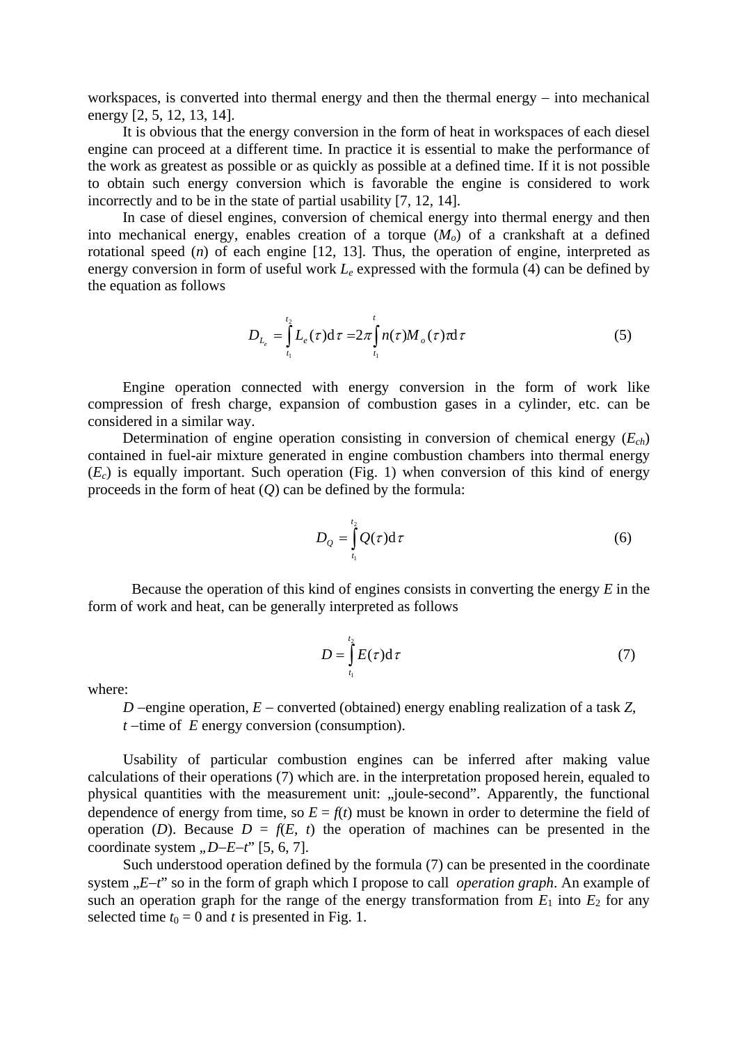workspaces, is converted into thermal energy and then the thermal energy – into mechanical energy [2, 5, 12, 13, 14].

It is obvious that the energy conversion in the form of heat in workspaces of each diesel engine can proceed at a different time. In practice it is essential to make the performance of the work as greatest as possible or as quickly as possible at a defined time. If it is not possible to obtain such energy conversion which is favorable the engine is considered to work incorrectly and to be in the state of partial usability [7, 12, 14].

In case of diesel engines, conversion of chemical energy into thermal energy and then into mechanical energy, enables creation of a torque ($M_o$) of a crankshaft at a defined rotational speed ($n$) of each engine [12, 13]. Thus, the operation of engine, interpreted as energy conversion in form of useful work $L_e$ expressed with the formula (4) can be defined by the equation as follows

$$D_{L_e} = \int_{t_1}^{t_2} L_e(\tau)\mathrm{d}\tau = 2\pi \int_{t_1}^{t} n(\tau) M_o(\tau)\tau \mathrm{d}\tau \tag{5}$$

Engine operation connected with energy conversion in the form of work like compression of fresh charge, expansion of combustion gases in a cylinder, etc. can be considered in a similar way.

Determination of engine operation consisting in conversion of chemical energy ($E_{ch}$) contained in fuel-air mixture generated in engine combustion chambers into thermal energy ($E_c$) is equally important. Such operation (Fig. 1) when conversion of this kind of energy proceeds in the form of heat ($Q$) can be defined by the formula:

$$D_Q = \int_{t_1}^{t_2} Q(\tau)\mathrm{d}\tau \tag{6}$$

Because the operation of this kind of engines consists in converting the energy $E$ in the form of work and heat, can be generally interpreted as follows

$$D = \int_{t_1}^{t_2} E(\tau)\mathrm{d}\tau \tag{7}$$

where:

$D$ –engine operation, $E$ – converted (obtained) energy enabling realization of a task $Z$,
$t$ –time of $E$ energy conversion (consumption).

Usability of particular combustion engines can be inferred after making value calculations of their operations (7) which are. in the interpretation proposed herein, equaled to physical quantities with the measurement unit: „joule-second". Apparently, the functional dependence of energy from time, so $E = f(t)$ must be known in order to determine the field of operation ($D$). Because $D = f(E, t)$ the operation of machines can be presented in the coordinate system „$D$–$E$–$t$" [5, 6, 7].

Such understood operation defined by the formula (7) can be presented in the coordinate system „$E$–$t$" so in the form of graph which I propose to call *operation graph*. An example of such an operation graph for the range of the energy transformation from $E_1$ into $E_2$ for any selected time $t_0 = 0$ and $t$ is presented in Fig. 1.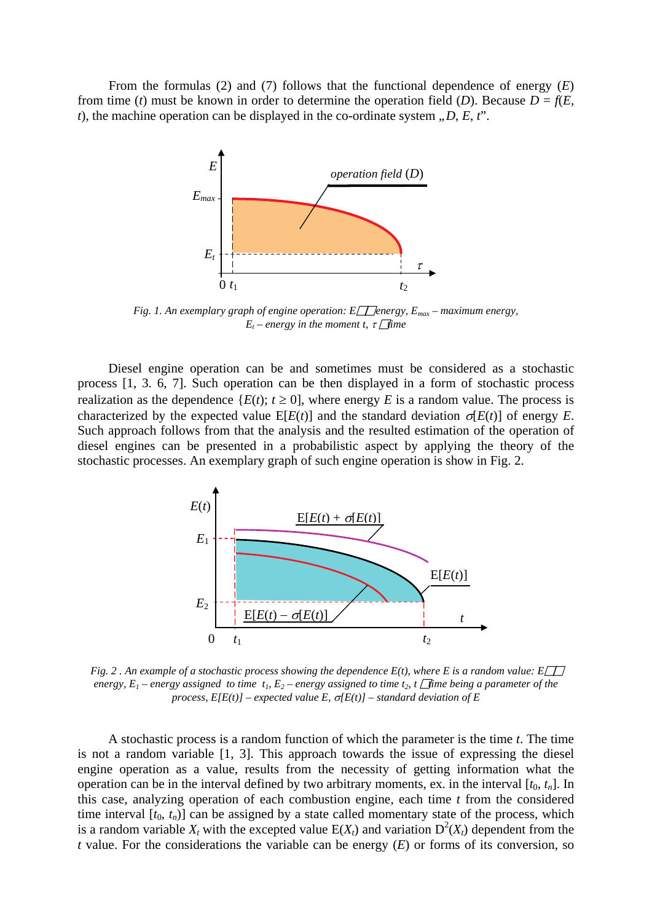From the formulas (2) and (7) follows that the functional dependence of energy ($E$) from time ($t$) must be known in order to determine the operation field ($D$). Because $D = f(E, t)$, the machine operation can be displayed in the co-ordinate system „$D$, $E$, $t$".

*Fig. 1. An exemplary graph of engine operation: $E$ – energy, $E_{max}$ – maximum energy, $E_t$ – energy in the moment $t$, $\tau$ – time*

Diesel engine operation can be and sometimes must be considered as a stochastic process [1, 3. 6, 7]. Such operation can be then displayed in a form of stochastic process realization as the dependence $\{E(t);\ t \geq 0\}$, where energy $E$ is a random value. The process is characterized by the expected value $\mathrm{E}[E(t)]$ and the standard deviation $\sigma[E(t)]$ of energy $E$. Such approach follows from that the analysis and the resulted estimation of the operation of diesel engines can be presented in a probabilistic aspect by applying the theory of the stochastic processes. An exemplary graph of such engine operation is show in Fig. 2.

*Fig. 2 . An example of a stochastic process showing the dependence $E(t)$, where $E$ is a random value: $E$ – energy, $E_1$ – energy assigned to time $t_1$, $E_2$ – energy assigned to time $t_2$, $t$ – time being a parameter of the process, $\mathrm{E}[E(t)]$ – expected value $E$, $\sigma[E(t)]$ – standard deviation of $E$*

A stochastic process is a random function of which the parameter is the time $t$. The time is not a random variable [1, 3]. This approach towards the issue of expressing the diesel engine operation as a value, results from the necessity of getting information what the operation can be in the interval defined by two arbitrary moments, ex. in the interval $[t_0, t_n]$. In this case, analyzing operation of each combustion engine, each time $t$ from the considered time interval $[t_0, t_n)]$ can be assigned by a state called momentary state of the process, which is a random variable $X_t$ with the excepted value $\mathrm{E}(X_t)$ and variation $\mathrm{D}^2(X_t)$ dependent from the $t$ value. For the considerations the variable can be energy ($E$) or forms of its conversion, so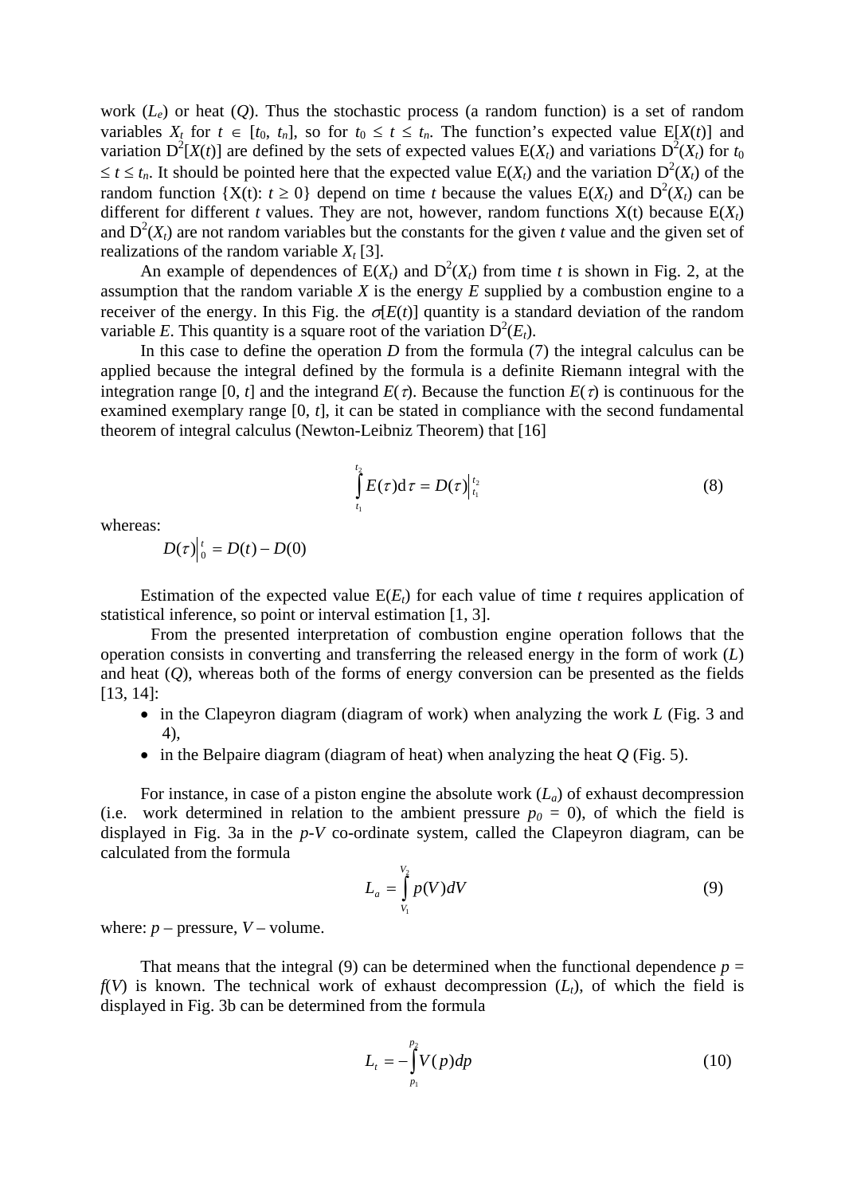work ($L_e$) or heat ($Q$). Thus the stochastic process (a random function) is a set of random variables $X_t$ for $t \in [t_0, t_n]$, so for $t_0 \le t \le t_n$. The function's expected value $E[X(t)]$ and variation $D^2[X(t)]$ are defined by the sets of expected values $E(X_t)$ and variations $D^2(X_t)$ for $t_0 \le t \le t_n$. It should be pointed here that the expected value $E(X_t)$ and the variation $D^2(X_t)$ of the random function $\{X(t): t \ge 0\}$ depend on time $t$ because the values $E(X_t)$ and $D^2(X_t)$ can be different for different $t$ values. They are not, however, random functions $X(t)$ because $E(X_t)$ and $D^2(X_t)$ are not random variables but the constants for the given $t$ value and the given set of realizations of the random variable $X_t$ [3].

An example of dependences of $E(X_t)$ and $D^2(X_t)$ from time $t$ is shown in Fig. 2, at the assumption that the random variable $X$ is the energy $E$ supplied by a combustion engine to a receiver of the energy. In this Fig. the $\sigma[E(t)]$ quantity is a standard deviation of the random variable $E$. This quantity is a square root of the variation $D^2(E_t)$.

In this case to define the operation $D$ from the formula (7) the integral calculus can be applied because the integral defined by the formula is a definite Riemann integral with the integration range $[0, t]$ and the integrand $E(\tau)$. Because the function $E(\tau)$ is continuous for the examined exemplary range $[0, t]$, it can be stated in compliance with the second fundamental theorem of integral calculus (Newton-Leibniz Theorem) that [16]

$$\int_{t_1}^{t_2} E(\tau)\mathrm{d}\tau = D(\tau)\Big|_{t_1}^{t_2} \tag{8}$$

whereas:

$$D(\tau)\Big|_0^t = D(t) - D(0)$$

Estimation of the expected value $E(E_t)$ for each value of time $t$ requires application of statistical inference, so point or interval estimation [1, 3].

From the presented interpretation of combustion engine operation follows that the operation consists in converting and transferring the released energy in the form of work ($L$) and heat ($Q$), whereas both of the forms of energy conversion can be presented as the fields [13, 14]:

- in the Clapeyron diagram (diagram of work) when analyzing the work $L$ (Fig. 3 and 4),
- in the Belpaire diagram (diagram of heat) when analyzing the heat $Q$ (Fig. 5).

For instance, in case of a piston engine the absolute work ($L_a$) of exhaust decompression (i.e. work determined in relation to the ambient pressure $p_0 = 0$), of which the field is displayed in Fig. 3a in the $p$-$V$ co-ordinate system, called the Clapeyron diagram, can be calculated from the formula

$$L_a = \int_{V_1}^{V_2} p(V)dV \tag{9}$$

where: $p$ – pressure, $V$ – volume.

That means that the integral (9) can be determined when the functional dependence $p = f(V)$ is known. The technical work of exhaust decompression ($L_t$), of which the field is displayed in Fig. 3b can be determined from the formula

$$L_t = -\int_{p_1}^{p_2} V(p)dp \tag{10}$$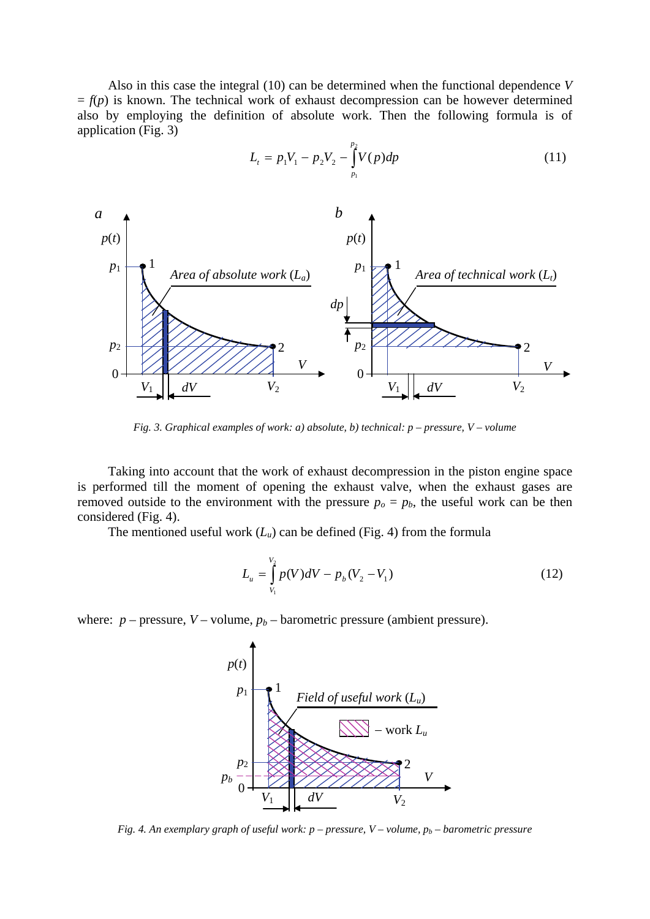Also in this case the integral (10) can be determined when the functional dependence $V = f(p)$ is known. The technical work of exhaust decompression can be however determined also by employing the definition of absolute work. Then the following formula is of application (Fig. 3)

$$L_t = p_1 V_1 - p_2 V_2 - \int_{p_1}^{p_2} V(p)dp \tag{11}$$

*Fig. 3. Graphical examples of work: a) absolute, b) technical: p – pressure, V – volume*

Taking into account that the work of exhaust decompression in the piston engine space is performed till the moment of opening the exhaust valve, when the exhaust gases are removed outside to the environment with the pressure $p_o = p_b$, the useful work can be then considered (Fig. 4).

The mentioned useful work ($L_u$) can be defined (Fig. 4) from the formula

$$L_u = \int_{V_1}^{V_2} p(V)dV - p_b(V_2 - V_1) \tag{12}$$

where: $p$ – pressure, $V$ – volume, $p_b$ – barometric pressure (ambient pressure).

*Fig. 4. An exemplary graph of useful work: p – pressure, V – volume, $p_b$ – barometric pressure*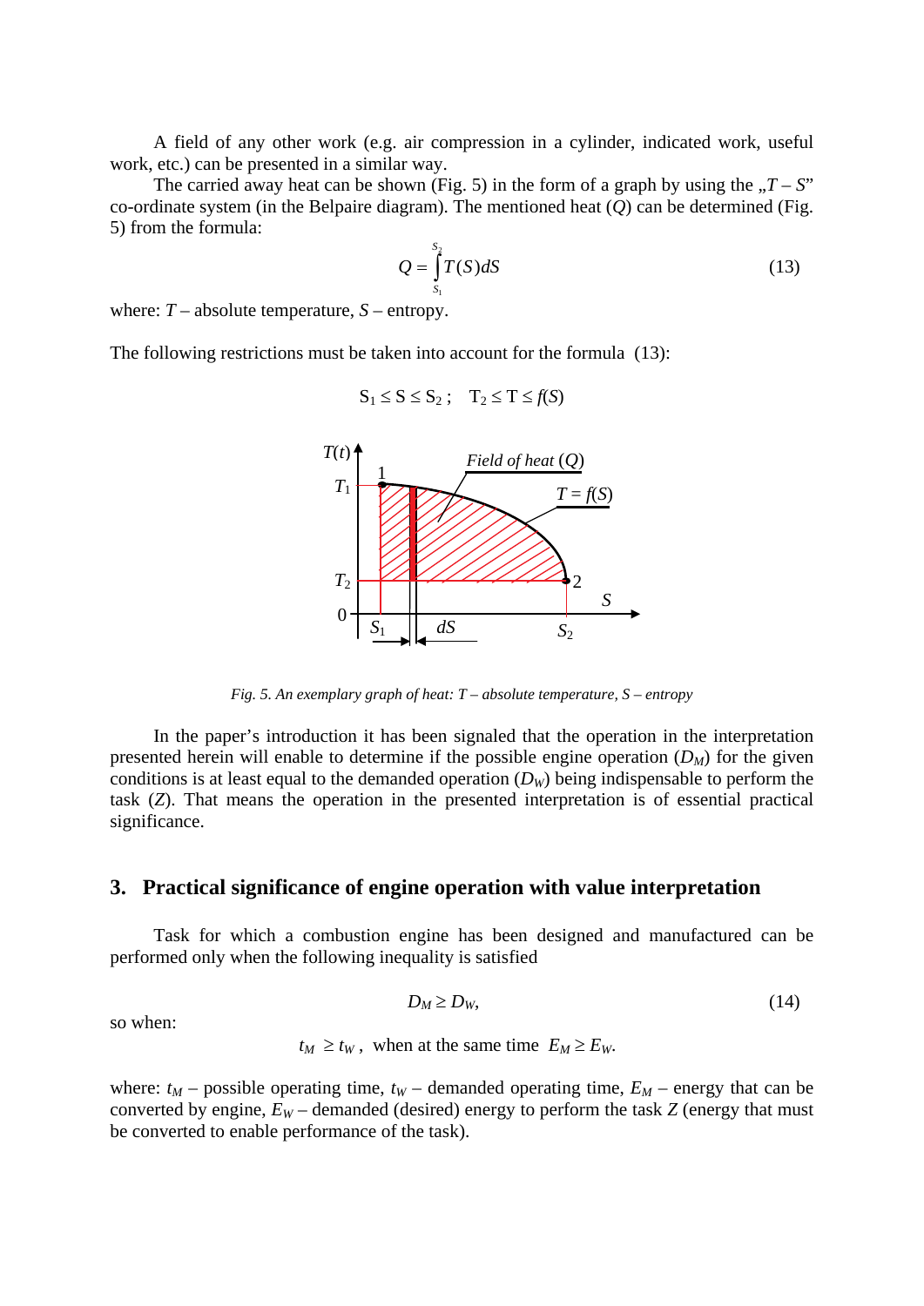A field of any other work (e.g. air compression in a cylinder, indicated work, useful work, etc.) can be presented in a similar way.

The carried away heat can be shown (Fig. 5) in the form of a graph by using the „$T – S$" co-ordinate system (in the Belpaire diagram). The mentioned heat ($Q$) can be determined (Fig. 5) from the formula:

$$Q = \int_{S_1}^{S_2} T(S)dS \tag{13}$$

where: $T$ – absolute temperature, $S$ – entropy.

The following restrictions must be taken into account for the formula (13):

$$S_1 \leq S \leq S_2 \,; \quad T_2 \leq T \leq f(S)$$

*Fig. 5. An exemplary graph of heat: T – absolute temperature, S – entropy*

In the paper's introduction it has been signaled that the operation in the interpretation presented herein will enable to determine if the possible engine operation ($D_M$) for the given conditions is at least equal to the demanded operation ($D_W$) being indispensable to perform the task ($Z$). That means the operation in the presented interpretation is of essential practical significance.

## 3. Practical significance of engine operation with value interpretation

Task for which a combustion engine has been designed and manufactured can be performed only when the following inequality is satisfied

$$D_M \geq D_W, \tag{14}$$

so when:

$$t_M \geq t_W \,, \text{ when at the same time } E_M \geq E_W.$$

where: $t_M$ – possible operating time, $t_W$ – demanded operating time, $E_M$ – energy that can be converted by engine, $E_W$ – demanded (desired) energy to perform the task $Z$ (energy that must be converted to enable performance of the task).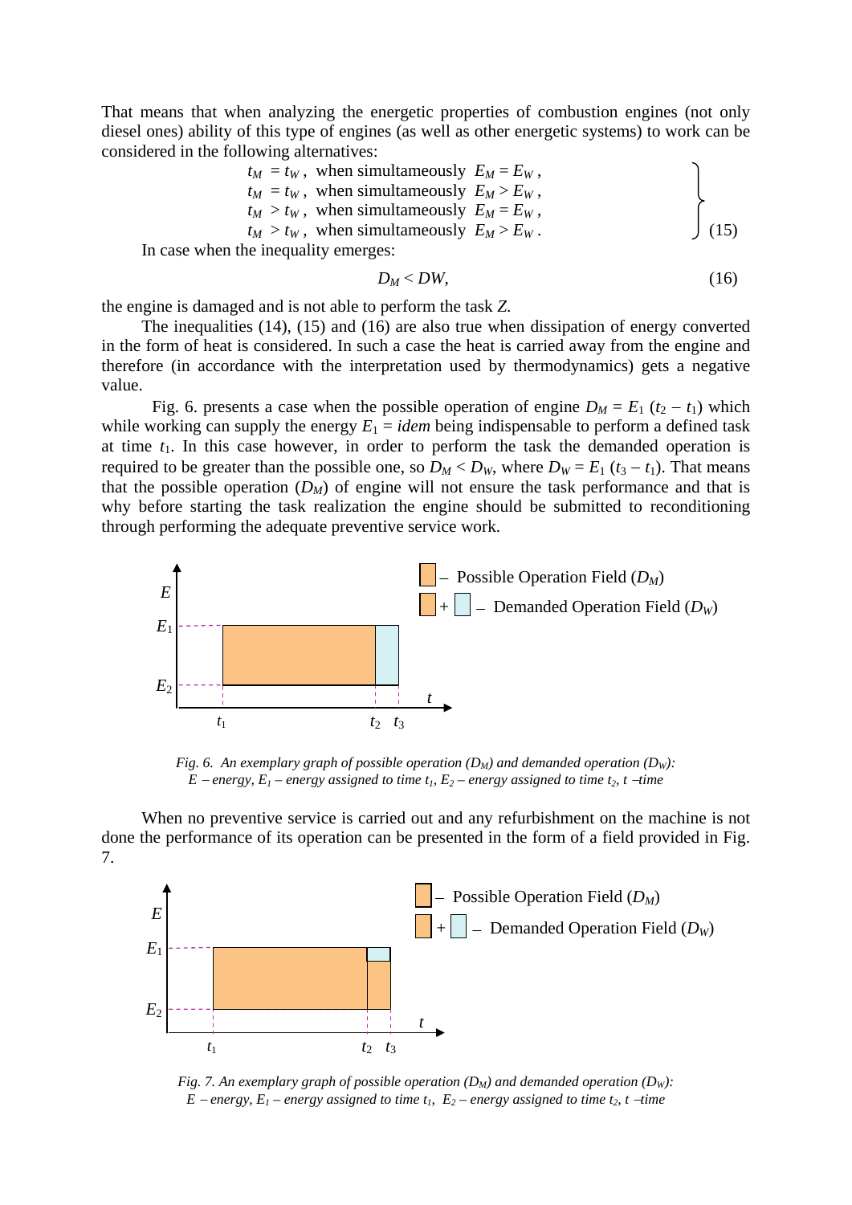That means that when analyzing the energetic properties of combustion engines (not only diesel ones) ability of this type of engines (as well as other energetic systems) to work can be considered in the following alternatives:

$$\left.\begin{aligned}
&t_M = t_W, \text{ when simultaneously } E_M = E_W, \\
&t_M = t_W, \text{ when simultaneously } E_M > E_W, \\
&t_M > t_W, \text{ when simultaneously } E_M = E_W, \\
&t_M > t_W, \text{ when simultaneously } E_M > E_W.
\end{aligned}\right\} \tag{15}$$

In case when the inequality emerges:

$$D_M < DW, \tag{16}$$

the engine is damaged and is not able to perform the task $Z$.

The inequalities (14), (15) and (16) are also true when dissipation of energy converted in the form of heat is considered. In such a case the heat is carried away from the engine and therefore (in accordance with the interpretation used by thermodynamics) gets a negative value.

Fig. 6. presents a case when the possible operation of engine $D_M = E_1\,(t_2 - t_1)$ which while working can supply the energy $E_1 = idem$ being indispensable to perform a defined task at time $t_1$. In this case however, in order to perform the task the demanded operation is required to be greater than the possible one, so $D_M < D_W$, where $D_W = E_1\,(t_3 - t_1)$. That means that the possible operation ($D_M$) of engine will not ensure the task performance and that is why before starting the task realization the engine should be submitted to reconditioning through performing the adequate preventive service work.

*Fig. 6. An exemplary graph of possible operation ($D_M$) and demanded operation ($D_W$): E – energy, $E_1$ – energy assigned to time $t_1$, $E_2$ – energy assigned to time $t_2$, t –time*

When no preventive service is carried out and any refurbishment on the machine is not done the performance of its operation can be presented in the form of a field provided in Fig. 7.

*Fig. 7. An exemplary graph of possible operation ($D_M$) and demanded operation ($D_W$): E – energy, $E_1$ – energy assigned to time $t_1$, $E_2$ – energy assigned to time $t_2$, t –time*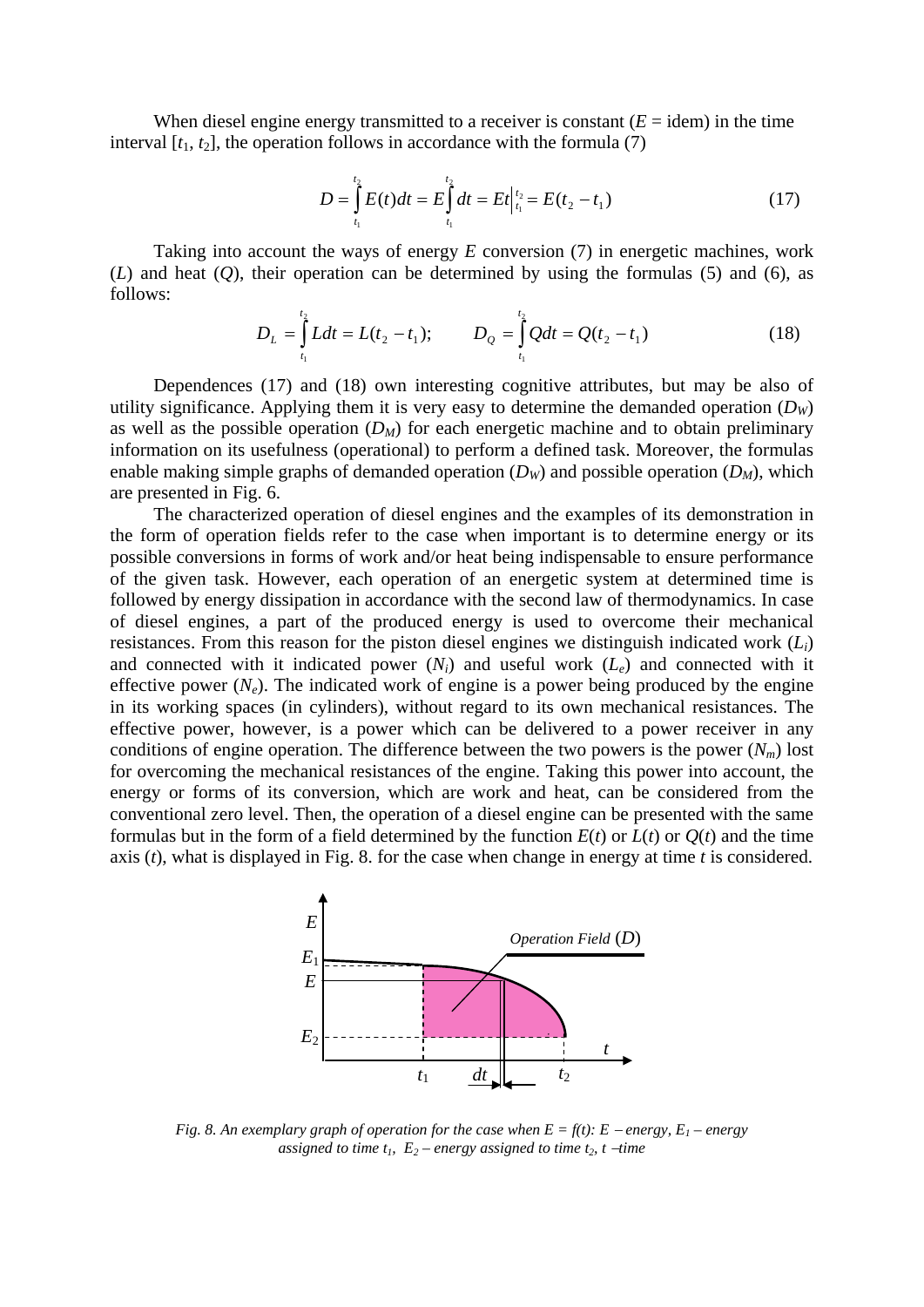When diesel engine energy transmitted to a receiver is constant ($E$ = idem) in the time interval $[t_1, t_2]$, the operation follows in accordance with the formula (7)

$$D = \int_{t_1}^{t_2} E(t)dt = E\int_{t_1}^{t_2} dt = Et\Big|_{t_1}^{t_2} = E(t_2 - t_1) \tag{17}$$

Taking into account the ways of energy $E$ conversion (7) in energetic machines, work ($L$) and heat ($Q$), their operation can be determined by using the formulas (5) and (6), as follows:

$$D_L = \int_{t_1}^{t_2} Ldt = L(t_2 - t_1); \qquad D_Q = \int_{t_1}^{t_2} Qdt = Q(t_2 - t_1) \tag{18}$$

Dependences (17) and (18) own interesting cognitive attributes, but may be also of utility significance. Applying them it is very easy to determine the demanded operation ($D_W$) as well as the possible operation ($D_M$) for each energetic machine and to obtain preliminary information on its usefulness (operational) to perform a defined task. Moreover, the formulas enable making simple graphs of demanded operation ($D_W$) and possible operation ($D_M$), which are presented in Fig. 6.

The characterized operation of diesel engines and the examples of its demonstration in the form of operation fields refer to the case when important is to determine energy or its possible conversions in forms of work and/or heat being indispensable to ensure performance of the given task. However, each operation of an energetic system at determined time is followed by energy dissipation in accordance with the second law of thermodynamics. In case of diesel engines, a part of the produced energy is used to overcome their mechanical resistances. From this reason for the piston diesel engines we distinguish indicated work ($L_i$) and connected with it indicated power ($N_i$) and useful work ($L_e$) and connected with it effective power ($N_e$). The indicated work of engine is a power being produced by the engine in its working spaces (in cylinders), without regard to its own mechanical resistances. The effective power, however, is a power which can be delivered to a power receiver in any conditions of engine operation. The difference between the two powers is the power ($N_m$) lost for overcoming the mechanical resistances of the engine. Taking this power into account, the energy or forms of its conversion, which are work and heat, can be considered from the conventional zero level. Then, the operation of a diesel engine can be presented with the same formulas but in the form of a field determined by the function $E(t)$ or $L(t)$ or $Q(t)$ and the time axis ($t$), what is displayed in Fig. 8. for the case when change in energy at time $t$ is considered.

*Fig. 8. An exemplary graph of operation for the case when $E = f(t)$: $E$ – energy, $E_1$ – energy assigned to time $t_1$, $E_2$ – energy assigned to time $t_2$, $t$ –time*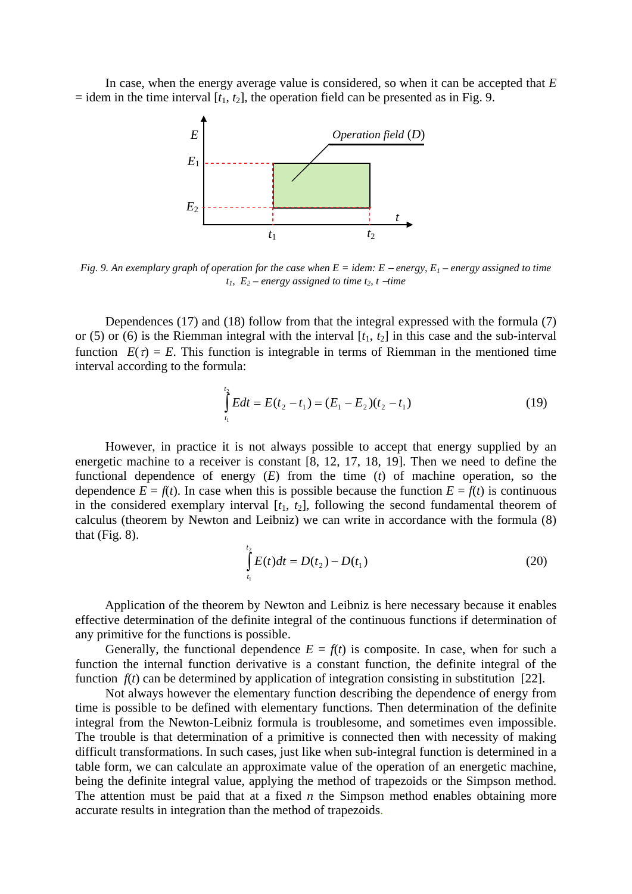In case, when the energy average value is considered, so when it can be accepted that $E$ = idem in the time interval $[t_1, t_2]$, the operation field can be presented as in Fig. 9.

*Fig. 9. An exemplary graph of operation for the case when E = idem: E – energy, $E_1$ – energy assigned to time $t_1$, $E_2$ – energy assigned to time $t_2$, t –time*

Dependences (17) and (18) follow from that the integral expressed with the formula (7) or (5) or (6) is the Riemman integral with the interval $[t_1, t_2]$ in this case and the sub-interval function $E(\tau) = E$. This function is integrable in terms of Riemman in the mentioned time interval according to the formula:

$$\int_{t_1}^{t_2} E dt = E(t_2 - t_1) = (E_1 - E_2)(t_2 - t_1) \tag{19}$$

However, in practice it is not always possible to accept that energy supplied by an energetic machine to a receiver is constant [8, 12, 17, 18, 19]. Then we need to define the functional dependence of energy ($E$) from the time ($t$) of machine operation, so the dependence $E = f(t)$. In case when this is possible because the function $E = f(t)$ is continuous in the considered exemplary interval $[t_1, t_2]$, following the second fundamental theorem of calculus (theorem by Newton and Leibniz) we can write in accordance with the formula (8) that (Fig. 8).

$$\int_{t_1}^{t_2} E(t) dt = D(t_2) - D(t_1) \tag{20}$$

Application of the theorem by Newton and Leibniz is here necessary because it enables effective determination of the definite integral of the continuous functions if determination of any primitive for the functions is possible.

Generally, the functional dependence $E = f(t)$ is composite. In case, when for such a function the internal function derivative is a constant function, the definite integral of the function $f(t)$ can be determined by application of integration consisting in substitution [22].

Not always however the elementary function describing the dependence of energy from time is possible to be defined with elementary functions. Then determination of the definite integral from the Newton-Leibniz formula is troublesome, and sometimes even impossible. The trouble is that determination of a primitive is connected then with necessity of making difficult transformations. In such cases, just like when sub-integral function is determined in a table form, we can calculate an approximate value of the operation of an energetic machine, being the definite integral value, applying the method of trapezoids or the Simpson method. The attention must be paid that at a fixed $n$ the Simpson method enables obtaining more accurate results in integration than the method of trapezoids.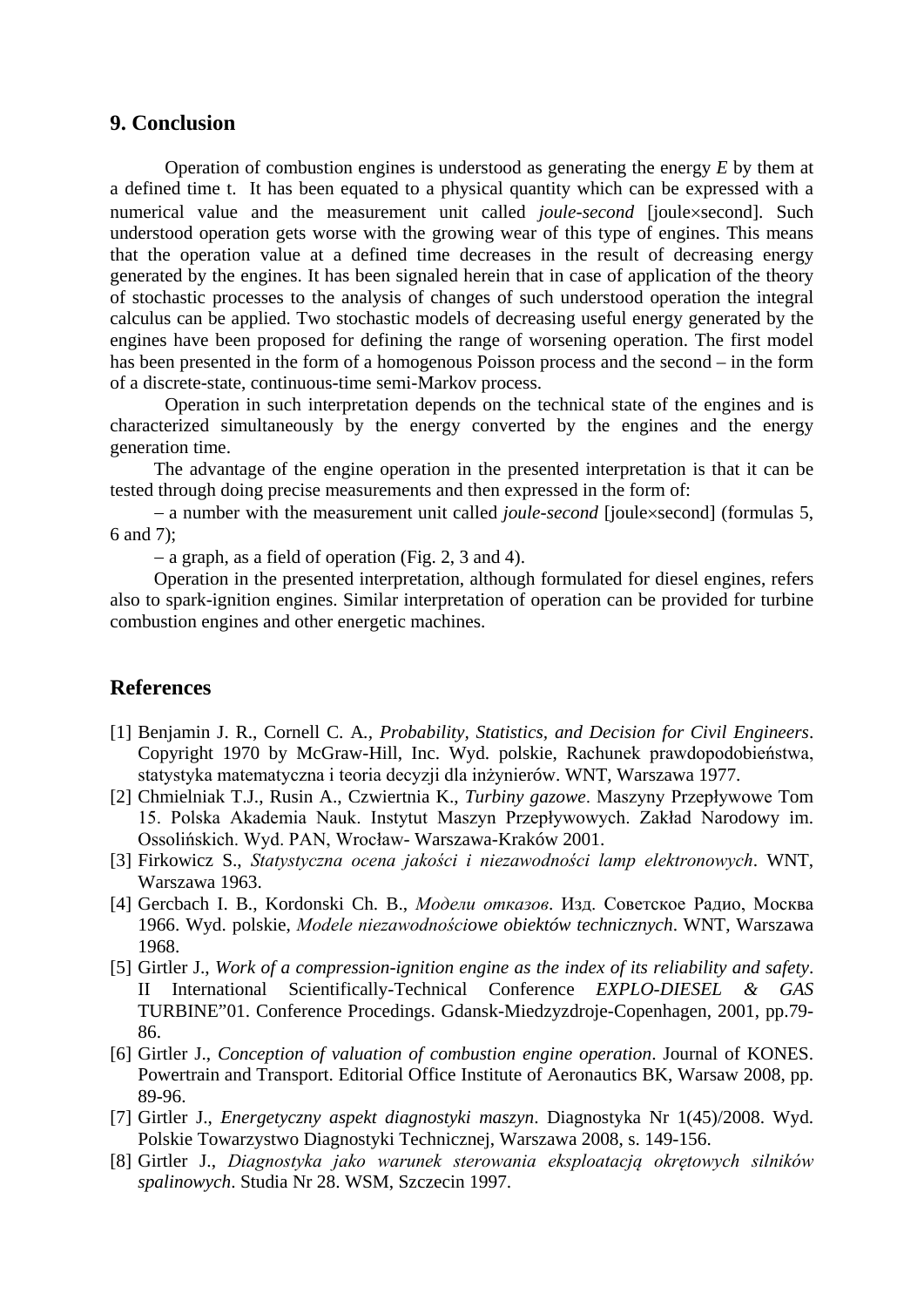## 9. Conclusion

Operation of combustion engines is understood as generating the energy $E$ by them at a defined time t. It has been equated to a physical quantity which can be expressed with a numerical value and the measurement unit called *joule-second* [joule×second]. Such understood operation gets worse with the growing wear of this type of engines. This means that the operation value at a defined time decreases in the result of decreasing energy generated by the engines. It has been signaled herein that in case of application of the theory of stochastic processes to the analysis of changes of such understood operation the integral calculus can be applied. Two stochastic models of decreasing useful energy generated by the engines have been proposed for defining the range of worsening operation. The first model has been presented in the form of a homogenous Poisson process and the second – in the form of a discrete-state, continuous-time semi-Markov process.

Operation in such interpretation depends on the technical state of the engines and is characterized simultaneously by the energy converted by the engines and the energy generation time.

The advantage of the engine operation in the presented interpretation is that it can be tested through doing precise measurements and then expressed in the form of:

– a number with the measurement unit called *joule-second* [joule×second] (formulas 5, 6 and 7);

– a graph, as a field of operation (Fig. 2, 3 and 4).

Operation in the presented interpretation, although formulated for diesel engines, refers also to spark-ignition engines. Similar interpretation of operation can be provided for turbine combustion engines and other energetic machines.

## References

[1] Benjamin J. R., Cornell C. A., *Probability, Statistics, and Decision for Civil Engineers*. Copyright 1970 by McGraw-Hill, Inc. Wyd. polskie, Rachunek prawdopodobieństwa, statystyka matematyczna i teoria decyzji dla inżynierów. WNT, Warszawa 1977.

[2] Chmielniak T.J., Rusin A., Czwiertnia K., *Turbiny gazowe*. Maszyny Przepływowe Tom 15. Polska Akademia Nauk. Instytut Maszyn Przepływowych. Zakład Narodowy im. Ossolińskich. Wyd. PAN, Wrocław- Warszawa-Kraków 2001.

[3] Firkowicz S., *Statystyczna ocena jakości i niezawodności lamp elektronowych*. WNT, Warszawa 1963.

[4] Gercbach I. B., Kordonski Ch. B., *Модели отказов*. Изд. Советское Радио, Москва 1966. Wyd. polskie, *Modele niezawodnościowe obiektów technicznych*. WNT, Warszawa 1968.

[5] Girtler J., *Work of a compression-ignition engine as the index of its reliability and safety*. II International Scientifically-Technical Conference *EXPLO-DIESEL & GAS* TURBINE"01. Conference Procedings. Gdansk-Miedzyzdroje-Copenhagen, 2001, pp.79-86.

[6] Girtler J., *Conception of valuation of combustion engine operation*. Journal of KONES. Powertrain and Transport. Editorial Office Institute of Aeronautics BK, Warsaw 2008, pp. 89-96.

[7] Girtler J., *Energetyczny aspekt diagnostyki maszyn*. Diagnostyka Nr 1(45)/2008. Wyd. Polskie Towarzystwo Diagnostyki Technicznej, Warszawa 2008, s. 149-156.

[8] Girtler J., *Diagnostyka jako warunek sterowania eksploatacją okrętowych silników spalinowych*. Studia Nr 28. WSM, Szczecin 1997.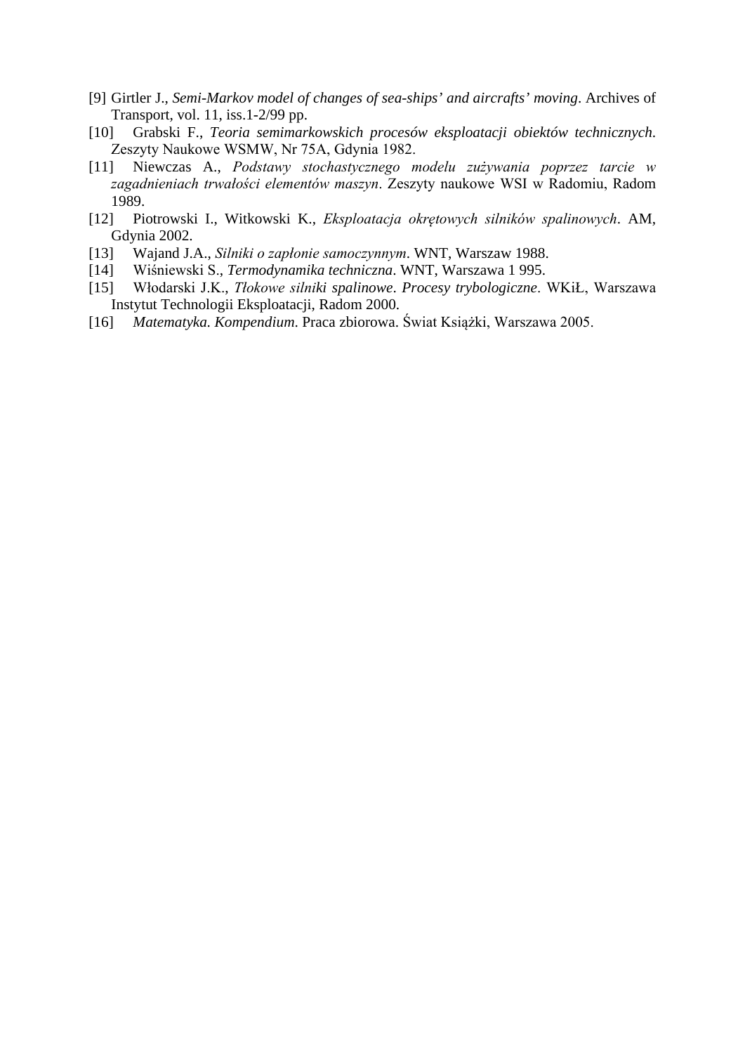[9] Girtler J., *Semi-Markov model of changes of sea-ships' and aircrafts' moving*. Archives of Transport, vol. 11, iss.1-2/99 pp.

[10] Grabski F., *Teoria semimarkowskich procesów eksploatacji obiektów technicznych*. Zeszyty Naukowe WSMW, Nr 75A, Gdynia 1982.

[11] Niewczas A., *Podstawy stochastycznego modelu zużywania poprzez tarcie w zagadnieniach trwałości elementów maszyn*. Zeszyty naukowe WSI w Radomiu, Radom 1989.

[12] Piotrowski I., Witkowski K., *Eksploatacja okrętowych silników spalinowych*. AM, Gdynia 2002.

[13] Wajand J.A., *Silniki o zapłonie samoczynnym*. WNT, Warszaw 1988.

[14] Wiśniewski S., *Termodynamika techniczna*. WNT, Warszawa 1 995.

[15] Włodarski J.K., *Tłokowe silniki spalinowe. Procesy trybologiczne*. WKiŁ, Warszawa Instytut Technologii Eksploatacji, Radom 2000.

[16] *Matematyka. Kompendium*. Praca zbiorowa. Świat Książki, Warszawa 2005.